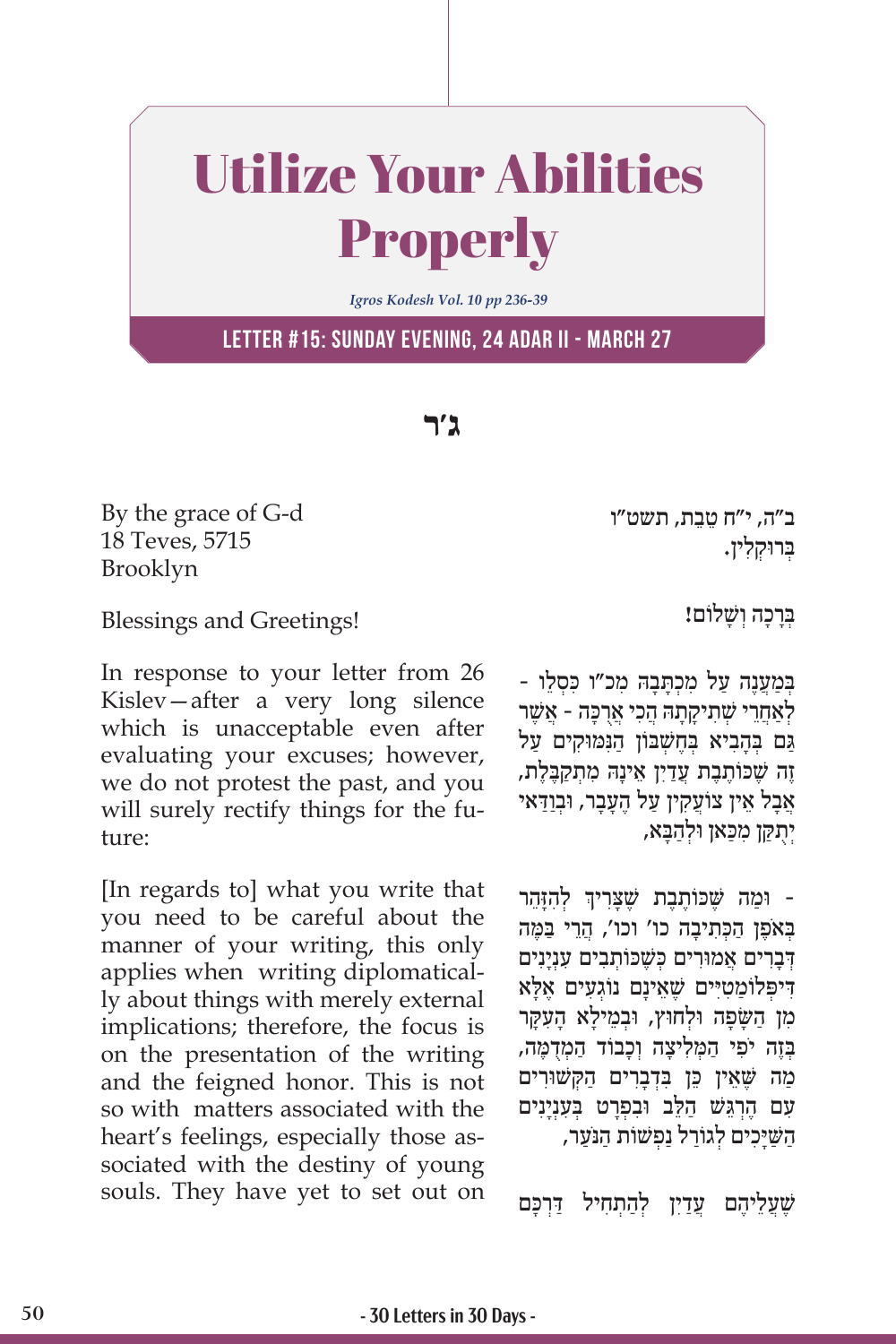# Utilize Your Abilities Properly

*Igros Kodesh Vol. 10 pp 236-39*

## LETTER #15: SUNDAY EVENING, 24 ADAR II - MARCH 27

**ג'ר**

ב"ה, י"ח טֵבֵת, תשט"ו
בְּרוּקְלִין.

בְּרָכָה וְשָׁלוֹם!

בְּמַעֲנֶה עַל מִכְתָּבָהּ מִכ"ו כִּסְלֵו - לְאַחֲרֵי שְׁתִיקָתָהּ הֲכִי אֲרֻכָּה - אֲשֶׁר גַּם בְּהָבִיא בְּחֶשְׁבּוֹן הַנִּמּוּקִים עַל זֶה שֶׁכּוֹתֶבֶת עֲדַיִן אֵינָהּ מִתְקַבֶּלֶת, אֲבָל אֵין צוֹעֲקִין עַל הֶעָבָר, וּבְוַדַּאי יְתַקֵּן מִכַּאן וּלְהַבָּא,

- וּמַה שֶּׁכּוֹתֶבֶת שֶׁצָּרִיךְ לְהִזָּהֵר בְּאֹפֶן הַכְּתִיבָה כוּ' וכו', הֲרֵי בַּמֶּה דְּבָרִים אֲמוּרִים כְּשֶׁכּוֹתְבִים עִנְיָנִים דִּיפְּלוֹמַטִיִּים שֶׁאֵינָם נוֹגְעִים אֶלָּא מִן הַשָּׂפָה וּלְחוּץ, וּבְמֵילָא הָעִקָּר בָּזֶה יֹפִי הַמְּלִיצָה וְכָבוֹד הַמְדֻמֶּה, מַה שֶּׁאֵין כֵּן בִּדְבָרִים הַקְּשׁוּרִים עִם הֶרְגֵּשׁ הַלֵּב וּבִפְרָט בְּעִנְיָנִים הַשַּׁיָּכִים לְגוֹרַל נַפְשׁוֹת הַנֹּעַר,

שֶׁעֲלֵיהֶם עֲדַיִן לְהַתְחִיל דַּרְכָּם

By the grace of G-d
18 Teves, 5715
Brooklyn

Blessings and Greetings!

In response to your letter from 26 Kislev—after a very long silence which is unacceptable even after evaluating your excuses; however, we do not protest the past, and you will surely rectify things for the future:

[In regards to] what you write that you need to be careful about the manner of your writing, this only applies when writing diplomatically about things with merely external implications; therefore, the focus is on the presentation of the writing and the feigned honor. This is not so with matters associated with the heart's feelings, especially those associated with the destiny of young souls. They have yet to set out on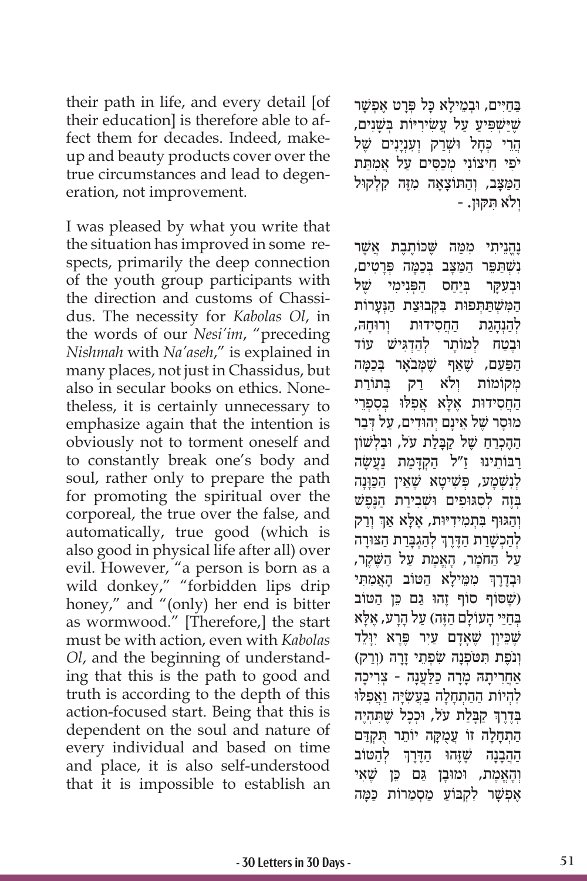their path in life, and every detail [of their education] is therefore able to affect them for decades. Indeed, makeup and beauty products cover over the true circumstances and lead to degeneration, not improvement.

I was pleased by what you write that the situation has improved in some respects, primarily the deep connection of the youth group participants with the direction and customs of Chassidus. The necessity for *Kabolas Ol*, in the words of our *Nesi'im*, "preceding *Nishmah* with *Na'aseh*," is explained in many places, not just in Chassidus, but also in secular books on ethics. Nonetheless, it is certainly unnecessary to emphasize again that the intention is obviously not to torment oneself and to constantly break one's body and soul, rather only to prepare the path for promoting the spiritual over the corporeal, the true over the false, and automatically, true good (which is also good in physical life after all) over evil. However, "a person is born as a wild donkey," "forbidden lips drip honey," and "(only) her end is bitter as wormwood." [Therefore,] the start must be with action, even with *Kabolas Ol*, and the beginning of understanding that this is the path to good and truth is according to the depth of this action-focused start. Being that this is dependent on the soul and nature of every individual and based on time and place, it is also self-understood that it is impossible to establish an

בַּחַיִּים, וּבְמֵילָא כָּל פְּרָט אֶפְשָׁר שֶׁיַּשְׁפִּיעַ עַל עֲשִׂירִיּוֹת בְּשָׁנִים, הֲרֵי כְּחָל וּשְׂרָק וְעִנְיָנִים שֶׁל יֹפִי חִיצוֹנִי מְכַסִּים עַל אֲמִתַּת הַמַּצָּב, וְהַתּוֹצָאָה מִזֶּה קִלְקוּל וְלֹא תִּקּוּן. -

נֶהֱנֵיתִי מִמַּה שֶּׁכּוֹתֶבֶת אֲשֶׁר נִשְׁתַּפֵּר הַמַּצָּב בְּכַמָּה פְּרָטִים, וּבְעִקָּר בְּיַחַס הַפְּנִימִי שֶׁל הַמִּשְׁתַּתְּפוֹת בִּקְבוּצַת הַנְּעָרוֹת לְהַנְהָגַת הַחֲסִידוּת וְרוּחָהּ, וּבֶטַח לְמוֹתָר לְהַדְגִּישׁ עוֹד הַפַּעַם, שֶׁאַף שֶׁמְּבֹאָר בְּכַמָּה מְקוֹמוֹת וְלֹא רַק בְּתוֹרַת הַחֲסִידוּת אֶלָּא אֲפִלּוּ בְּסִפְרֵי מוּסָר שֶׁל אֵינָם יְהוּדִים, עַל דְּבַר הַהֶכְרֵחַ שֶׁל קַבָּלַת עֹל, וּבִלְשׁוֹן רַבּוֹתֵינוּ ז"ל הַקְדָּמַת נַעֲשֶׂה לְנִשְׁמָע, פְּשִׁיטָא שֶׁאֵין הַכַּוָּנָה בָּזֶה לְסִגּוּפִים וּשְׁבִירַת הַנֶּפֶשׁ וְהַגּוּף בִּתְמִידִיּוּת, אֶלָּא אַךְ וְרַק לְהַכְשָׁרַת הַדֶּרֶךְ לְהַגְבָּרַת הַצּוּרָה עַל הַחֹמֶר, הָאֱמֶת עַל הַשֶּׁקֶר, וּבְדֶרֶךְ מִמֵּילָא הַטּוֹב הָאֲמִתִּי (שֶׁסּוֹף זֶהוּ גַּם כֵּן הַטּוֹב בְּחַיֵּי הָעוֹלָם הַזֶּה) עַל הָרַע, אֶלָּא שֶׁכֵּיוָן שֶׁאָדָם עַיִר פֶּרֶא יִוָּלֵד וְנֹפֶת תִּטֹּפְנָה שִׂפְתֵי זָרָה (וְרַק) אַחֲרִיתָהּ מָרָה כַלַּעֲנָה - צְרִיכָה לִהְיוֹת הַהַתְחָלָה בַּעֲשִׂיָּה וַאֲפִלּוּ בְּדֶרֶךְ קַבָּלַת עֹל, וּכְכָל שֶׁתִּהְיֶה הַהַתְחָלָה זוֹ עֲמֻקָּה יוֹתֵר תְּקַדֵּם הַהֲבָנָה שֶׁזֶּהוּ הַדֶּרֶךְ לְהַטּוֹב וְהָאֱמֶת, וּמוּבָן גַּם כֵּן שֶׁאִי אֶפְשָׁר לִקְבּוֹעַ מַסְמְרוֹת כַּמָּה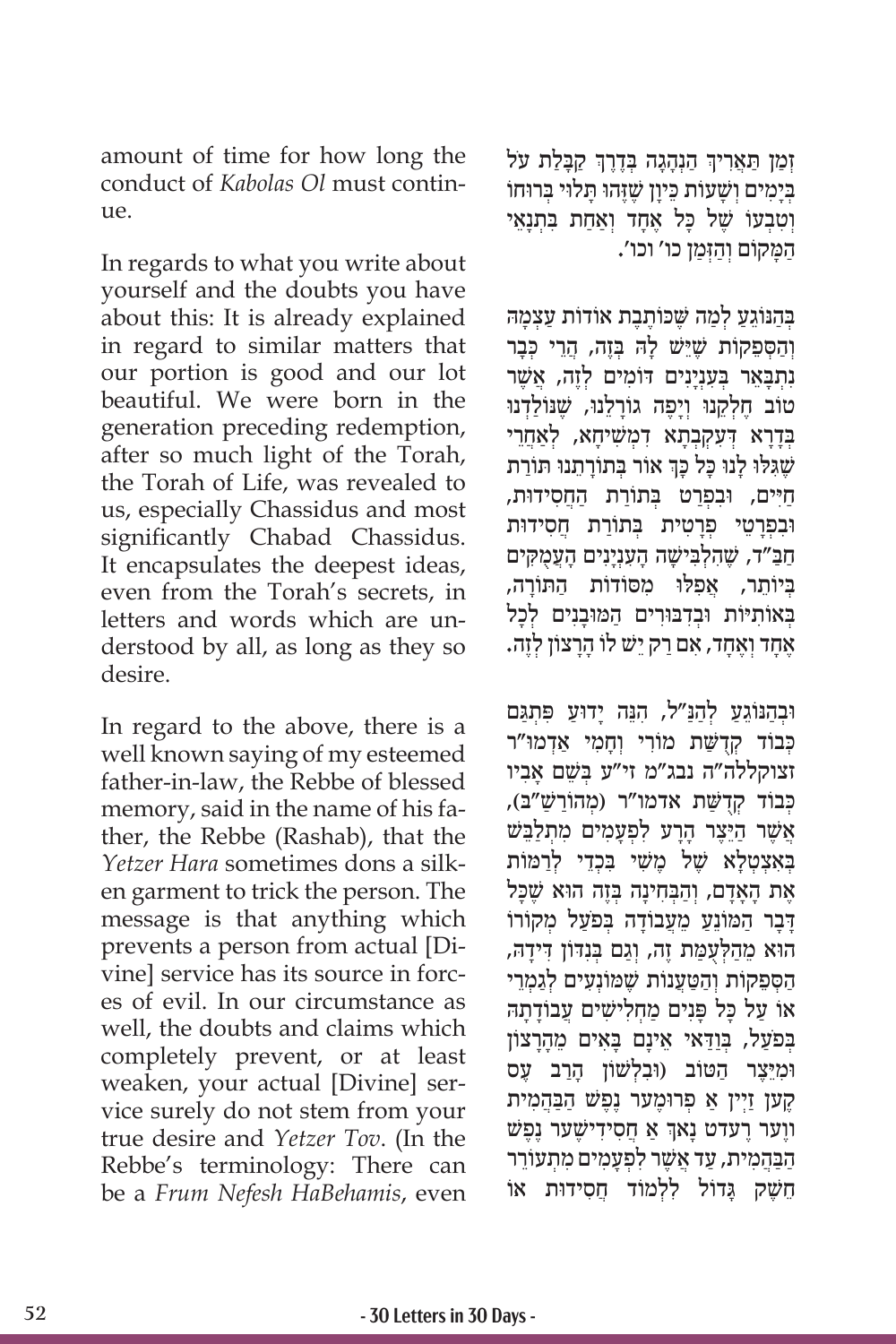amount of time for how long the conduct of *Kabolas Ol* must continue.

In regards to what you write about yourself and the doubts you have about this: It is already explained in regard to similar matters that our portion is good and our lot beautiful. We were born in the generation preceding redemption, after so much light of the Torah, the Torah of Life, was revealed to us, especially Chassidus and most significantly Chabad Chassidus. It encapsulates the deepest ideas, even from the Torah's secrets, in letters and words which are understood by all, as long as they so desire.

In regard to the above, there is a well known saying of my esteemed father-in-law, the Rebbe of blessed memory, said in the name of his father, the Rebbe (Rashab), that the *Yetzer Hara* sometimes dons a silken garment to trick the person. The message is that anything which prevents a person from actual [Divine] service has its source in forces of evil. In our circumstance as well, the doubts and claims which completely prevent, or at least weaken, your actual [Divine] service surely do not stem from your true desire and *Yetzer Tov*. (In the Rebbe's terminology: There can be a *Frum Nefesh HaBehamis*, even

זְמַן תַּאֲרִיךְ הַנְהָגָה בְּדֶרֶךְ קַבָּלַת עֹל בְּיָמִים וְשָׁעוֹת כֵּיוָן שֶׁזֶּהוּ תָּלוּי בְּרוּחוֹ וְטִבְעוֹ שֶׁל כָּל אֶחָד וְאַחַת בִּתְנָאֵי הַמָּקוֹם וְהַזְּמַן כו' וכו'.

בְּהַנּוֹגֵעַ לְמַה שֶּׁכּוֹתֶבֶת אוֹדוֹת עַצְמָהּ וְהַסְּפֵקוֹת שֶׁיֵּשׁ לָהּ בְּזֶה, הֲרֵי כְּבָר נִתְבָּאֵר בְּעִנְיָנִים דּוֹמִים לָזֶה, אֲשֶׁר טוֹב חֶלְקֵנוּ וְיָפֶה גּוֹרָלֵנוּ, שֶׁנּוֹלַדְנוּ בְּדָרָא דְעִקְבְתָא דִמְשִׁיחָא, לְאַחֲרֵי שֶׁגִּלּוּ לָנוּ כָּל כָּךְ אוֹר בְּתוֹרָתֵנוּ תּוֹרַת חַיִּים, וּבִפְרַט בְּתוֹרַת הַחֲסִידוּת, וּבִפְרָטֵי פְּרָטִית בְּתוֹרַת חֲסִידוּת חַבַּ"ד, שֶׁהִלְבִּישָׁה הָעִנְיָנִים הָעֲמֻקִּים בְּיוֹתֵר, אֲפִלּוּ מִסּוֹדוֹת הַתּוֹרָה, בְּאוֹתִיּוֹת וּבְדִבּוּרִים הַמּוּבָנִים לְכָל אֶחָד וְאֶחָד, אִם רַק יֵשׁ לוֹ הָרָצוֹן לָזֶה.

וּבְהַנּוֹגֵעַ לְהַנַּ"ל, הִנֵּה יָדוּעַ פִּתְגַּם כְּבוֹד קְדֻשַּׁת מוֹרִי וְחָמִי אַדְמוּ"ר זצוקללה"ה נבג"מ זי"ע בְּשֵׁם אָבִיו כְּבוֹד קְדֻשַּׁת אדמו"ר (מְהוֹרַשַׁ"ב), אֲשֶׁר הַיֵּצֶר הָרָע לִפְעָמִים מִתְלַבֵּשׁ בְּאִצְטְלָא שֶׁל מֶשִׁי בִּכְדֵי לְרַמּוֹת אֶת הָאָדָם, וְהַבְּחִינָה בְּזֶה הוּא שֶׁכָּל דָּבָר הַמּוֹנֵעַ מֵעֲבוֹדָה בְּפֹעַל מְקוֹרוֹ הוּא מֵהַלְעֻמַּת זֶה, וְגַם בְּנִדּוֹן דִּידָהּ, הַסְּפֵקוֹת וְהַטַּעֲנוֹת שֶׁמּוֹנְעִים לְגַמְרֵי אוֹ עַל כָּל פָּנִים מַחֲלִישִׁים עֲבוֹדָתָהּ בְּפֹעַל, בְּוַדַּאי אֵינָם בָּאִים מֵהָרָצוֹן וּמִיֵּצֶר הַטּוֹב (וּבִלְשׁוֹן הָרַב עֶס קֶען זַיין אַ פְרוּמֶער נֶפֶשׁ הַבַּהֲמִית ווער רעדט נאך א חֲסִידִישֶׁער נֶפֶשׁ הַבַּהֲמִית, עַד אֲשֶׁר לִפְעָמִים מִתְעוֹרֵר חֵשֶׁק גָּדוֹל לִלְמוֹד חֲסִידוּת אוֹ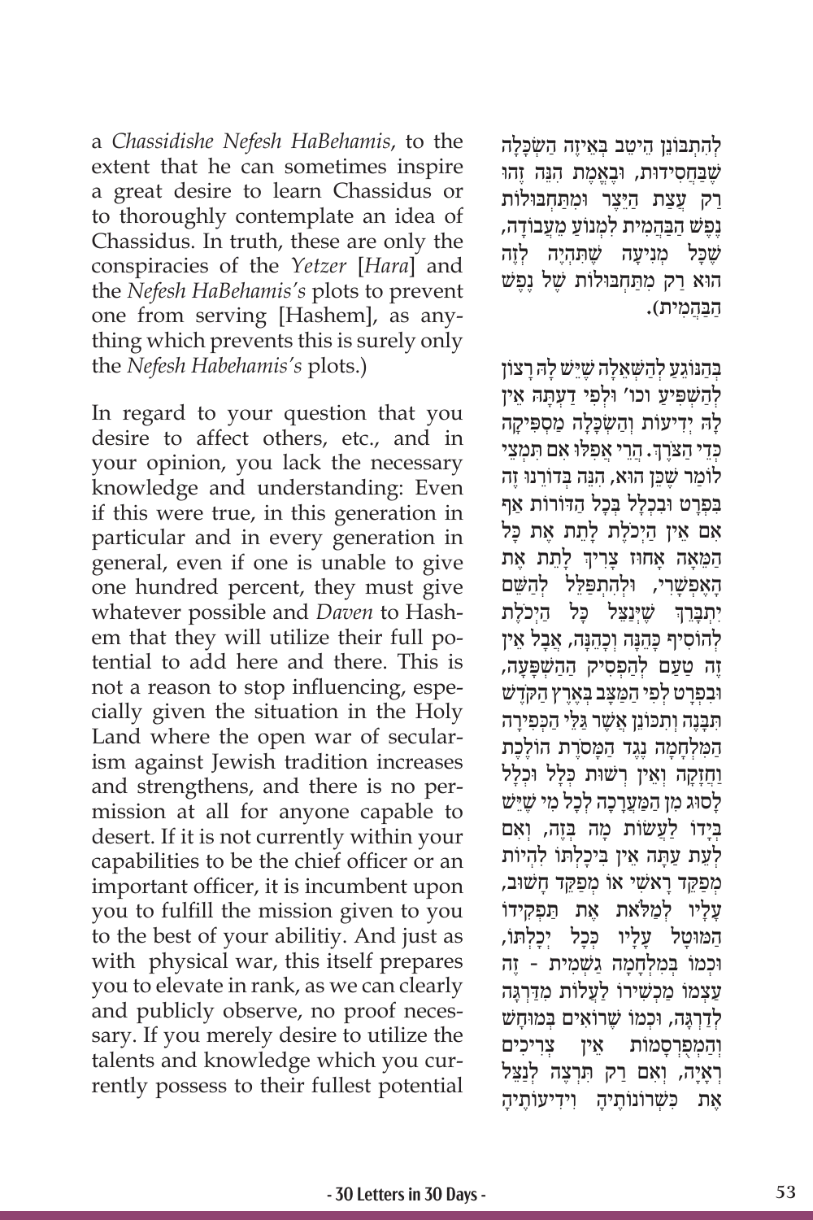a *Chassidishe Nefesh HaBehamis*, to the extent that he can sometimes inspire a great desire to learn Chassidus or to thoroughly contemplate an idea of Chassidus. In truth, these are only the conspiracies of the *Yetzer* [*Hara*] and the *Nefesh HaBehamis's* plots to prevent one from serving [Hashem], as anything which prevents this is surely only the *Nefesh Habehamis's* plots.)

In regard to your question that you desire to affect others, etc., and in your opinion, you lack the necessary knowledge and understanding: Even if this were true, in this generation in particular and in every generation in general, even if one is unable to give one hundred percent, they must give whatever possible and *Daven* to Hashem that they will utilize their full potential to add here and there. This is not a reason to stop influencing, especially given the situation in the Holy Land where the open war of secularism against Jewish tradition increases and strengthens, and there is no permission at all for anyone capable to desert. If it is not currently within your capabilities to be the chief officer or an important officer, it is incumbent upon you to fulfill the mission given to you to the best of your abilitiy. And just as with physical war, this itself prepares you to elevate in rank, as we can clearly and publicly observe, no proof necessary. If you merely desire to utilize the talents and knowledge which you currently possess to their fullest potential

לְהִתְבּוֹנֵן הֵיטֵב בְּאֵיזֶה הַשְׂכָּלָה שֶׁבַּחֲסִידוּת, וּבֶאֱמֶת הִנֵּה זֶהוּ רַק עֲצַת הַיֵּצֶר וּמִתַּחְבּוּלוֹת נֶפֶשׁ הַבַּהֲמִית לִמְנוֹעַ מֵעֲבוֹדָה, שֶׁכָּל מְנִיעָה שֶׁתִּהְיֶה לָזֶה הוּא רַק מִתַּחְבּוּלוֹת שֶׁל נֶפֶשׁ הַבַּהֲמִית).

בְּהַנּוֹגֵעַ לְהַשְּׁאֵלָה שֶׁיֵּשׁ לָהּ רָצוֹן לְהַשְׁפִּיעַ וכו' וּלְפִי דַּעְתָּהּ אֵין לָהּ יְדִיעוֹת וְהַשְׂכָּלָה מַסְפִּיקָה כְּדֵי הַצֹּרֶךְ. הֲרֵי אֲפִלּוּ אִם תִּמְצֵי לוֹמַר שֶׁכֵּן הוּא, הִנֵּה בְּדוֹרֵנוּ זֶה בִּפְרָט וּבִכְלָל בְּכָל הַדּוֹרוֹת אַף אִם אֵין הַיְכֹלֶת לָתֵת אֶת כָּל הַמֵּאָה אָחוּז צָרִיךְ לָתֵת אֶת הָאֶפְשָׁרִי, וּלְהִתְפַּלֵּל לְהַשֵּׁם יִתְבָּרֵךְ שֶׁיְּנַצֵּל כָּל הַיְכֹלֶת לְהוֹסִיף כָּהֵנָּה וְכָהֵנָּה, אֲבָל אֵין זֶה טַעַם לְהַפְסִיק הַהַשְׁפָּעָה, וּבִפְרָט לְפִי הַמַּצָּב בְּאֶרֶץ הַקֹּדֶשׁ תִּבָּנֶה וְתִכּוֹנֵן אֲשֶׁר גַּלֵּי הַכְּפִירָה הַמִּלְחָמָה נֶגֶד הַמָּסֹרֶת הוֹלֶכֶת וַחֲזָקָה וְאֵין רְשׁוּת כְּלָל וּכְלָל לָסוּג מִן הַמַּעֲרָכָה לְכָל מִי שֶׁיֵּשׁ בְּיָדוֹ לַעֲשׂוֹת מָה בְּזֶה, וְאִם לְעֵת עַתָּה אֵין בִּיכָלְתּוֹ לִהְיוֹת מְפַקֵּד רָאשִׁי אוֹ מְפַקֵּד חָשׁוּב, עָלָיו לְמַלֹּאת אֶת תַּפְקִידוֹ הַמּוּטָל עָלָיו כְּכָל יְכָלְתּוֹ, וּכְמוֹ בְּמִלְחָמָה גַּשְׁמִית - זֶה עַצְמוֹ מַכְשִׁירוֹ לַעֲלוֹת מִדַּרְגָּה לְדַרְגָּה, וּכְמוֹ שֶׁרוֹאִים בְּמוּחָשׁ וְהַמְפֻרְסָמוֹת אֵין צְרִיכִים רְאָיָה, וְאִם רַק תִּרְצֶה לְנַצֵּל אֶת כִּשְׁרוֹנוֹתֶיהָ וִידִיעוֹתֶיהָ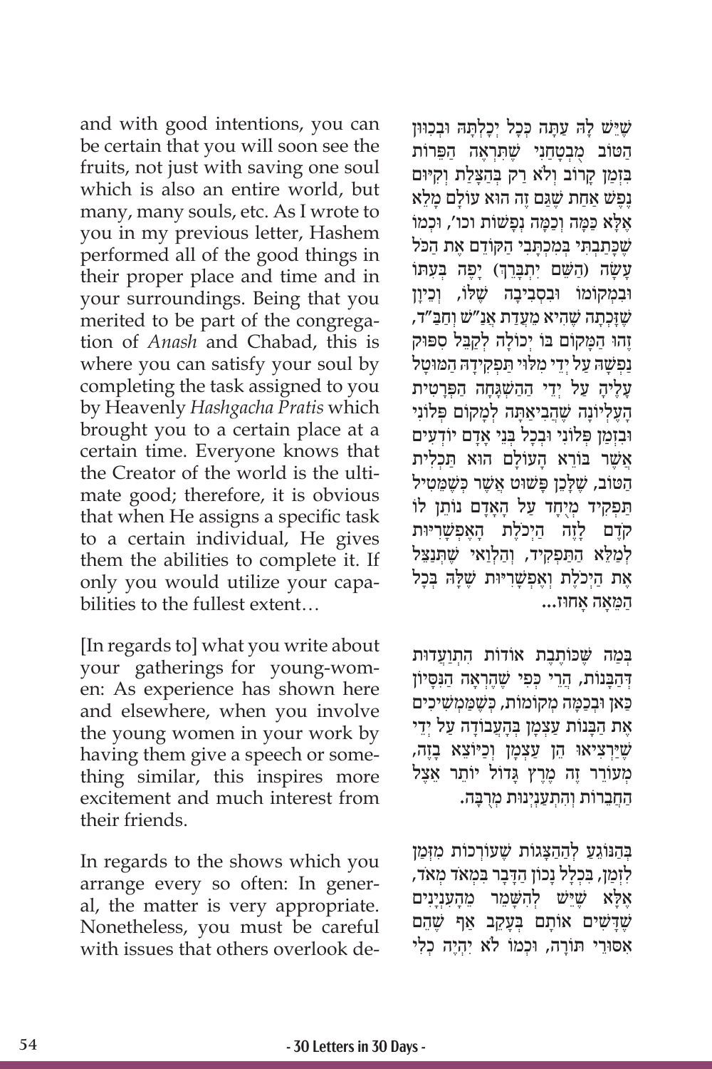and with good intentions, you can be certain that you will soon see the fruits, not just with saving one soul which is also an entire world, but many, many souls, etc. As I wrote to you in my previous letter, Hashem performed all of the good things in their proper place and time and in your surroundings. Being that you merited to be part of the congregation of *Anash* and Chabad, this is where you can satisfy your soul by completing the task assigned to you by Heavenly *Hashgacha Pratis* which brought you to a certain place at a certain time. Everyone knows that the Creator of the world is the ultimate good; therefore, it is obvious that when He assigns a specific task to a certain individual, He gives them the abilities to complete it. If only you would utilize your capabilities to the fullest extent…

[In regards to] what you write about your gatherings for young-women: As experience has shown here and elsewhere, when you involve the young women in your work by having them give a speech or something similar, this inspires more excitement and much interest from their friends.

In regards to the shows which you arrange every so often: In general, the matter is very appropriate. Nonetheless, you must be careful with issues that others overlook de-

שֶׁיֵּשׁ לָהּ עַתָּה כְּכָל יְכָלְתָּהּ וּבְכִוּוּן הַטּוֹב מֻבְטָחַנִי שֶׁתִּרְאֶה הַפֵּרוֹת בִּזְמַן קָרוֹב וְלֹא רַק בְּהַצָּלַת וְקִיּוּם נֶפֶשׁ אַחַת שֶׁגַּם זֶה הוּא עוֹלָם מָלֵא אֶלָּא כַּמָּה וְכַמָּה נְפָשׁוֹת וכו', וּכְמוֹ שֶׁכָּתַבְתִּי בְּמִכְתָּבִי הַקּוֹדֵם אֶת הַכֹּל עָשָׂה (הַשֵּׁם יִתְבָּרֵךְ) יָפֶה בְּעִתּוֹ וּבִמְקוֹמוֹ וּבִסְבִיבָה שֶׁלּוֹ, וְכֵיוָן שֶׁזָּכְתָה שֶׁהִיא מֵעֲדַת אַנַ"שׁ וַחֲבַ"ד, זֶהוּ הַמָּקוֹם בּוֹ יְכוֹלָה לְקַבֵּל סִפּוּק נַפְשָׁהּ עַל יְדֵי מִלּוּי תַּפְקִידָהּ הַמּוּטָל עָלֶיהָ עַל יְדֵי הַהַשְׁגָּחָה הַפְּרָטִית הָעֶלְיוֹנָה שֶׁהֱבִיאַתָּה לְמָקוֹם פְּלוֹנִי וּבִזְמַן פְּלוֹנִי וּבְכָל בְּנֵי אָדָם יוֹדְעִים אֲשֶׁר בּוֹרֵא הָעוֹלָם הוּא תַּכְלִית הַטּוֹב, שֶׁלָּכֵן פָּשׁוּט אֲשֶׁר כְּשֶׁמֵּטִיל תַּפְקִיד מְיֻחָד עַל הָאָדָם נוֹתֵן לוֹ קֹדֶם לָזֶה הַיְכֹלֶת הָאֶפְשָׁרִיּוּת לְמַלֵּא הַתַּפְקִיד, וְהַלְוַאי שֶׁתְּנַצֵּל אֶת הַיְכֹלֶת וְאֶפְשָׁרִיּוּת שֶׁלָּהּ בְּכָל הַמֵּאָה אָחוּז...

בְּמַה שֶּׁכּוֹתֶבֶת אוֹדוֹת הִתְוַעֲדוּת דְּהַבָּנוֹת, הֲרֵי כְּפִי שֶׁהֶרְאָה הַנִּסָּיוֹן כַּאן וּבְכַמָּה מְקוֹמוֹת, כְּשֶׁמַּמְשִׁיכִים אֶת הַבָּנוֹת עַצְמָן בַּעֲבוֹדָה עַל יְדֵי שֶׁיַּרְצִיאוּ הֵן עַצְמָן וְכַיּוֹצֵא בָּזֶה, מְעוֹרֵר זֶה מֶרֶץ גָּדוֹל יוֹתֵר אֵצֶל הַחֲבֵרוֹת וְהִתְעַנְיְנוּת מְרֻבָּה.

בְּהַנּוֹגֵעַ לְהַהַצָּגוֹת שֶׁעוֹרְכוֹת מִזְּמַן לִזְמַן, בִּכְלָל נָכוֹן הַדָּבָר בִּמְאֹד מְאֹד, אֶלָּא שֶׁיֵּשׁ לְהִשָּׁמֵר מֵהָעִנְיָנִים שֶׁדָּשִׁים אוֹתָם בְּעָקֵב אַף שֶׁהֵם אִסּוּרֵי תּוֹרָה, וּכְמוֹ לֹא יִהְיֶה כְּלִי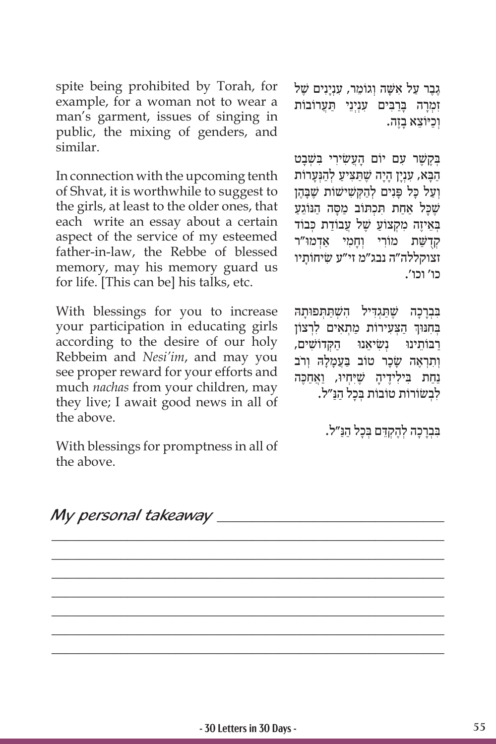spite being prohibited by Torah, for example, for a woman not to wear a man's garment, issues of singing in public, the mixing of genders, and similar.

In connection with the upcoming tenth of Shvat, it is worthwhile to suggest to the girls, at least to the older ones, that each write an essay about a certain aspect of the service of my esteemed father-in-law, the Rebbe of blessed memory, may his memory guard us for life. [This can be] his talks, etc.

With blessings for you to increase your participation in educating girls according to the desire of our holy Rebbeim and *Nesi'im*, and may you see proper reward for your efforts and much *nachas* from your children, may they live; I await good news in all of the above.

With blessings for promptness in all of the above.

גֶבֶר עַל אִשָּׁה וְגוֹמֵר, עִנְיָנִים שֶׁל זִמְרָה בָּרַבִּים עִנְיְנֵי תַּעֲרוֹבוֹת וְכַיּוֹצֵא בָזֶה.

בְּקֶשֶׁר עִם יוֹם הָעֲשִׂירִי בִּשְׁבָט הַבָּא, עִנְיָן הָיָה שֶׁתַּצִּיעַ לְהַנְּעָרוֹת וְעַל כָּל פָּנִים לְהַקְשִׁישׁוֹת שֶׁבָּהֶן שֶׁכָּל אַחַת תִּכְתּוֹב מַסָּה הַנּוֹגֵעַ בְּאֵיזֶה מִקְצוֹעַ שֶׁל עֲבוֹדַת כְּבוֹד קְדֻשַּׁת מוֹרִי וְחָמִי אַדְמוּ"ר זצוקללה"ה נבג"מ זי"ע שִׂיחוֹתָיו כו' וכו'.

בִּבְרָכָה שֶׁתַּגְדִּיל הִשְׁתַּתְּפוּתָהּ בְּחִנּוּךְ הַצְּעִירוֹת מַתְאִים לִרְצוֹן רַבּוֹתֵינוּ נְשִׂיאֵנוּ הַקְּדוֹשִׁים, וְתִרְאֶה שָׂכָר טוֹב בַּעֲמָלָהּ וְרֹב נַחַת בִּילָדֶיהָ שֶׁיִּחְיוּ, וַאֲחַכֶּה לִבְשׂוֹרוֹת טוֹבוֹת בְּכָל הַנַּ"ל.

בִּבְרָכָה לְהֶקְדֵּם בְּכָל הַנַּ"ל.

## *My personal takeaway* ______________________________

____________________________________________________________

____________________________________________________________

____________________________________________________________

____________________________________________________________

____________________________________________________________

____________________________________________________________

____________________________________________________________